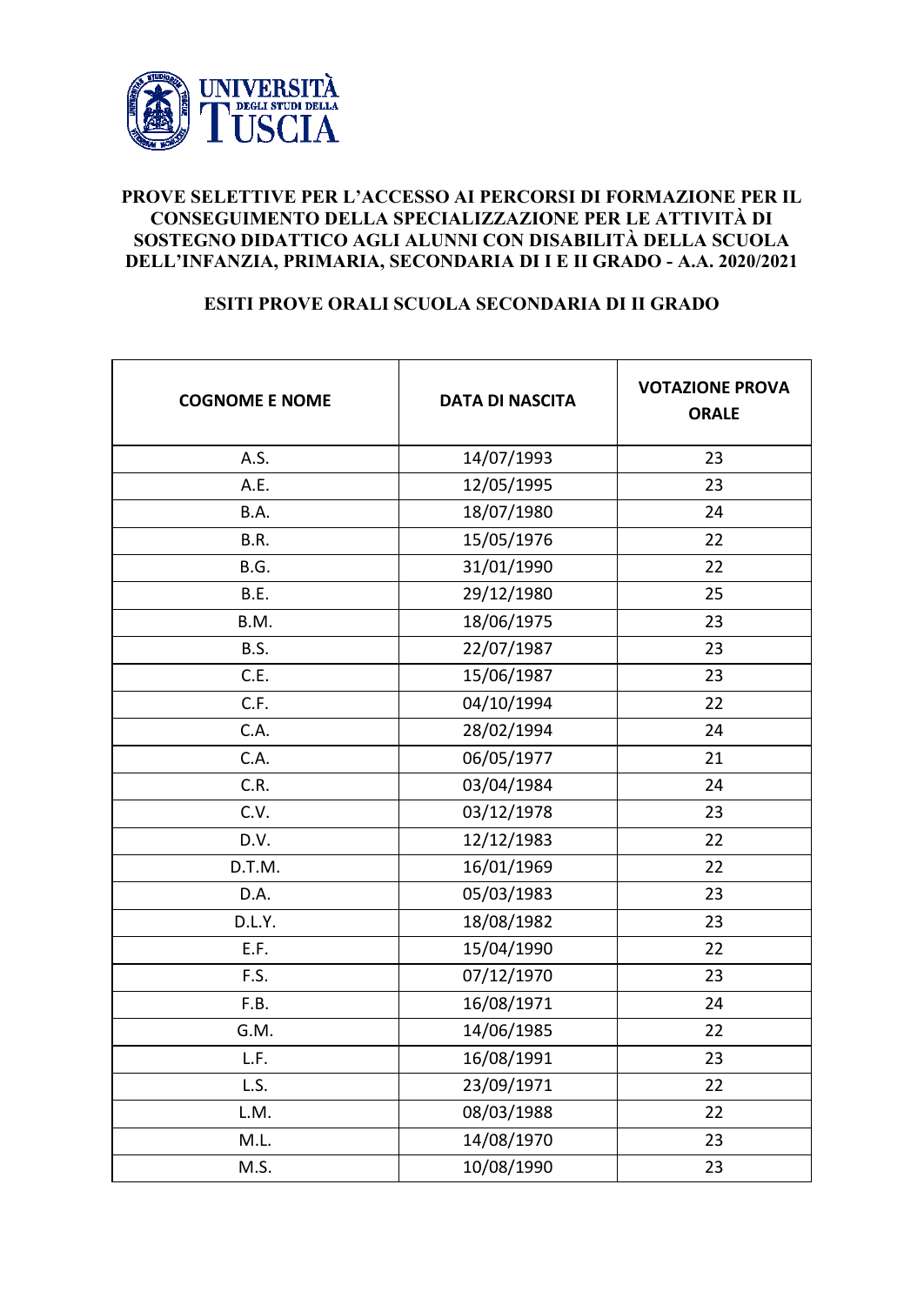**PROVE SELETTIVE PER L'ACCESSO AI PERCORSI DI FORMAZIONE PER IL CONSEGUIMENTO DELLA SPECIALIZZAZIONE PER LE ATTIVITÀ DI SOSTEGNO DIDATTICO AGLI ALUNNI CON DISABILITÀ DELLA SCUOLA DELL'INFANZIA, PRIMARIA, SECONDARIA DI I E II GRADO - A.A. 2020/2021**

**ESITI PROVE ORALI SCUOLA SECONDARIA DI II GRADO**

| COGNOME E NOME | DATA DI NASCITA | VOTAZIONE PROVA ORALE |
|---|---|---|
| A.S. | 14/07/1993 | 23 |
| A.E. | 12/05/1995 | 23 |
| B.A. | 18/07/1980 | 24 |
| B.R. | 15/05/1976 | 22 |
| B.G. | 31/01/1990 | 22 |
| B.E. | 29/12/1980 | 25 |
| B.M. | 18/06/1975 | 23 |
| B.S. | 22/07/1987 | 23 |
| C.E. | 15/06/1987 | 23 |
| C.F. | 04/10/1994 | 22 |
| C.A. | 28/02/1994 | 24 |
| C.A. | 06/05/1977 | 21 |
| C.R. | 03/04/1984 | 24 |
| C.V. | 03/12/1978 | 23 |
| D.V. | 12/12/1983 | 22 |
| D.T.M. | 16/01/1969 | 22 |
| D.A. | 05/03/1983 | 23 |
| D.L.Y. | 18/08/1982 | 23 |
| E.F. | 15/04/1990 | 22 |
| F.S. | 07/12/1970 | 23 |
| F.B. | 16/08/1971 | 24 |
| G.M. | 14/06/1985 | 22 |
| L.F. | 16/08/1991 | 23 |
| L.S. | 23/09/1971 | 22 |
| L.M. | 08/03/1988 | 22 |
| M.L. | 14/08/1970 | 23 |
| M.S. | 10/08/1990 | 23 |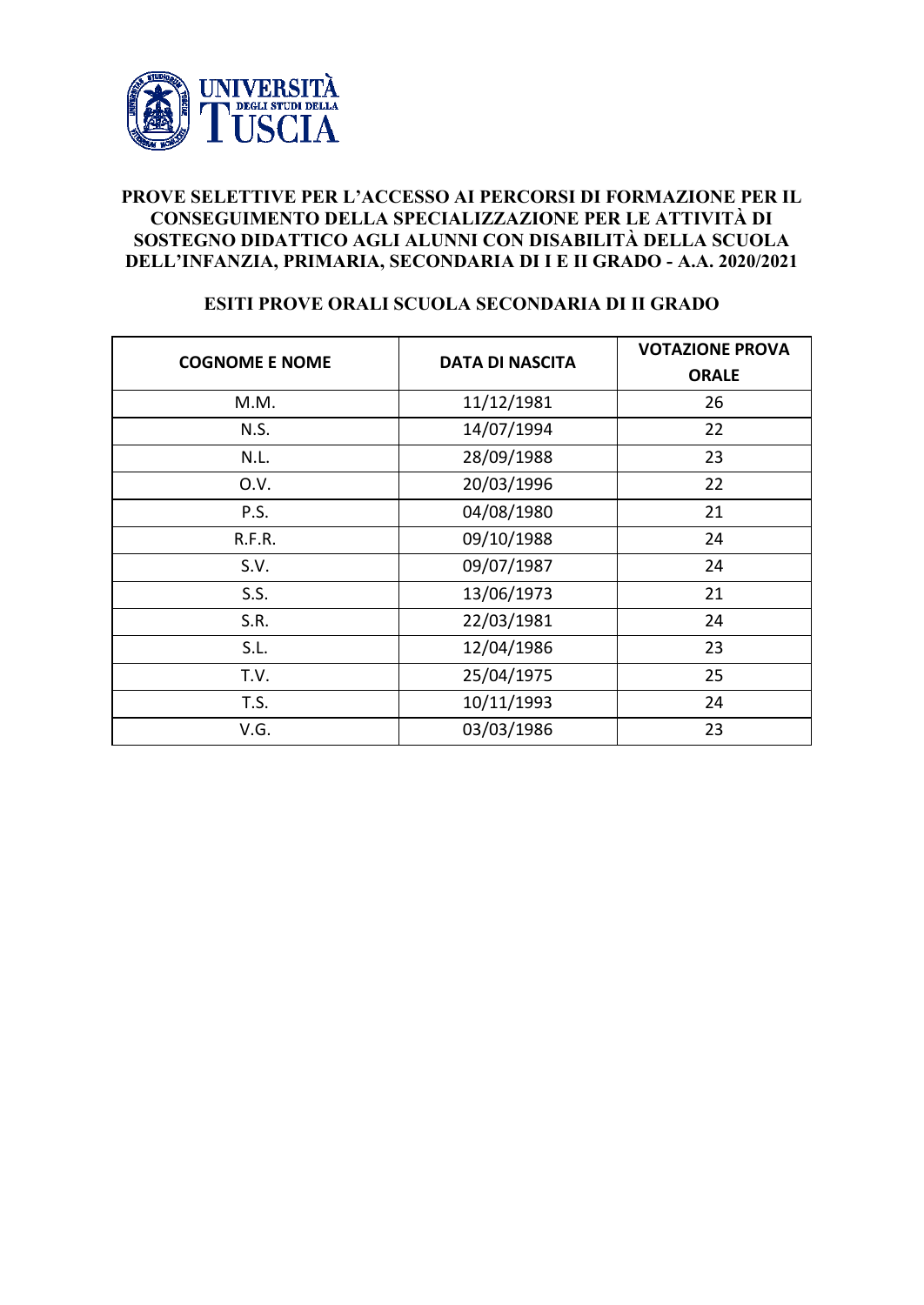**PROVE SELETTIVE PER L'ACCESSO AI PERCORSI DI FORMAZIONE PER IL CONSEGUIMENTO DELLA SPECIALIZZAZIONE PER LE ATTIVITÀ DI SOSTEGNO DIDATTICO AGLI ALUNNI CON DISABILITÀ DELLA SCUOLA DELL'INFANZIA, PRIMARIA, SECONDARIA DI I E II GRADO - A.A. 2020/2021**

**ESITI PROVE ORALI SCUOLA SECONDARIA DI II GRADO**

| COGNOME E NOME | DATA DI NASCITA | VOTAZIONE PROVA ORALE |
|---|---|---|
| M.M. | 11/12/1981 | 26 |
| N.S. | 14/07/1994 | 22 |
| N.L. | 28/09/1988 | 23 |
| O.V. | 20/03/1996 | 22 |
| P.S. | 04/08/1980 | 21 |
| R.F.R. | 09/10/1988 | 24 |
| S.V. | 09/07/1987 | 24 |
| S.S. | 13/06/1973 | 21 |
| S.R. | 22/03/1981 | 24 |
| S.L. | 12/04/1986 | 23 |
| T.V. | 25/04/1975 | 25 |
| T.S. | 10/11/1993 | 24 |
| V.G. | 03/03/1986 | 23 |